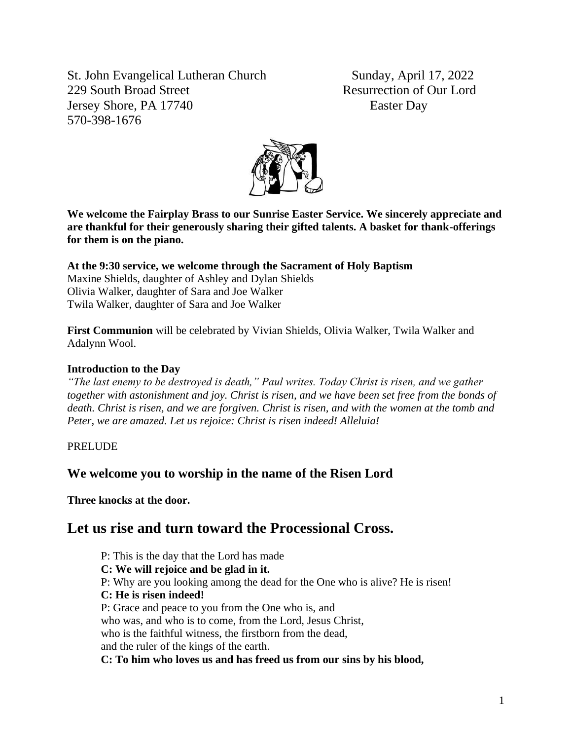St. John Evangelical Lutheran Church
229 South Broad Street
Jersey Shore, PA 17740
570-398-1676

Sunday, April 17, 2022
Resurrection of Our Lord
Easter Day

**We welcome the Fairplay Brass to our Sunrise Easter Service. We sincerely appreciate and are thankful for their generously sharing their gifted talents. A basket for thank-offerings for them is on the piano.**

**At the 9:30 service, we welcome through the Sacrament of Holy Baptism**
Maxine Shields, daughter of Ashley and Dylan Shields
Olivia Walker, daughter of Sara and Joe Walker
Twila Walker, daughter of Sara and Joe Walker

**First Communion** will be celebrated by Vivian Shields, Olivia Walker, Twila Walker and Adalynn Wool.

**Introduction to the Day**
*"The last enemy to be destroyed is death," Paul writes. Today Christ is risen, and we gather together with astonishment and joy. Christ is risen, and we have been set free from the bonds of death. Christ is risen, and we are forgiven. Christ is risen, and with the women at the tomb and Peter, we are amazed. Let us rejoice: Christ is risen indeed! Alleluia!*

PRELUDE

## We welcome you to worship in the name of the Risen Lord

**Three knocks at the door.**

## Let us rise and turn toward the Processional Cross.

P: This is the day that the Lord has made
**C: We will rejoice and be glad in it.**
P: Why are you looking among the dead for the One who is alive? He is risen!
**C: He is risen indeed!**
P: Grace and peace to you from the One who is, and
who was, and who is to come, from the Lord, Jesus Christ,
who is the faithful witness, the firstborn from the dead,
and the ruler of the kings of the earth.
**C: To him who loves us and has freed us from our sins by his blood,**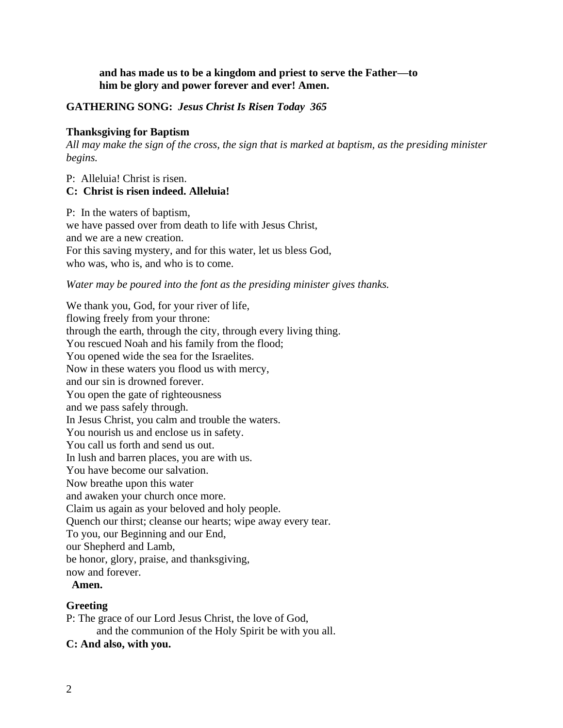**and has made us to be a kingdom and priest to serve the Father—to him be glory and power forever and ever! Amen.**

**GATHERING SONG:** ***Jesus Christ Is Risen Today 365***

**Thanksgiving for Baptism**

*All may make the sign of the cross, the sign that is marked at baptism, as the presiding minister begins.*

P: Alleluia! Christ is risen.
**C: Christ is risen indeed. Alleluia!**

P: In the waters of baptism,
we have passed over from death to life with Jesus Christ,
and we are a new creation.
For this saving mystery, and for this water, let us bless God,
who was, who is, and who is to come.

*Water may be poured into the font as the presiding minister gives thanks.*

We thank you, God, for your river of life,
flowing freely from your throne:
through the earth, through the city, through every living thing.
You rescued Noah and his family from the flood;
You opened wide the sea for the Israelites.
Now in these waters you flood us with mercy,
and our sin is drowned forever.
You open the gate of righteousness
and we pass safely through.
In Jesus Christ, you calm and trouble the waters.
You nourish us and enclose us in safety.
You call us forth and send us out.
In lush and barren places, you are with us.
You have become our salvation.
Now breathe upon this water
and awaken your church once more.
Claim us again as your beloved and holy people.
Quench our thirst; cleanse our hearts; wipe away every tear.
To you, our Beginning and our End,
our Shepherd and Lamb,
be honor, glory, praise, and thanksgiving,
now and forever.
**Amen.**

**Greeting**

P: The grace of our Lord Jesus Christ, the love of God,
and the communion of the Holy Spirit be with you all.
**C: And also, with you.**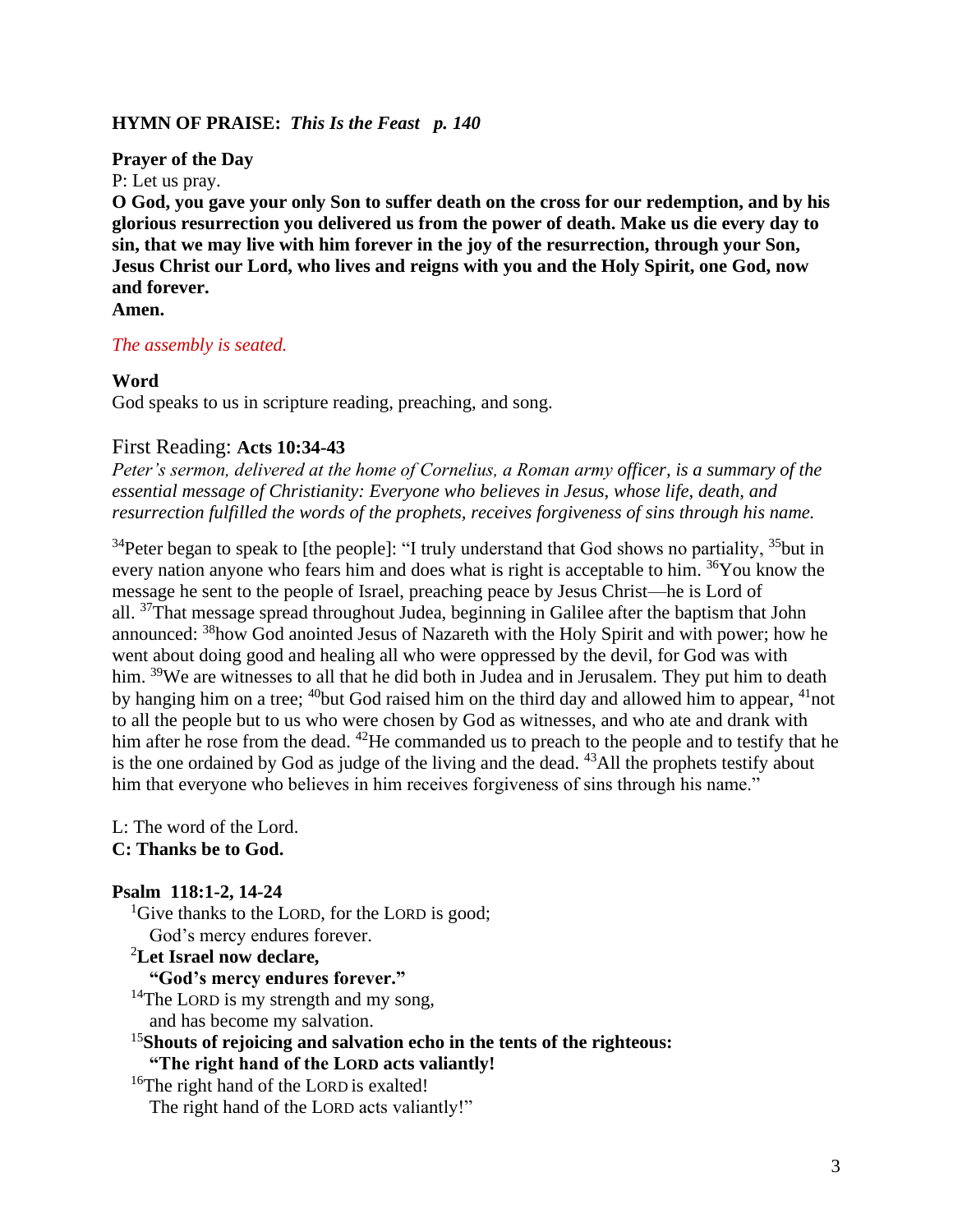**HYMN OF PRAISE:** ***This Is the Feast p. 140***

**Prayer of the Day**

P: Let us pray.

**O God, you gave your only Son to suffer death on the cross for our redemption, and by his glorious resurrection you delivered us from the power of death. Make us die every day to sin, that we may live with him forever in the joy of the resurrection, through your Son, Jesus Christ our Lord, who lives and reigns with you and the Holy Spirit, one God, now and forever.**

**Amen.**

*The assembly is seated.*

**Word**

God speaks to us in scripture reading, preaching, and song.

First Reading: **Acts 10:34-43**

*Peter's sermon, delivered at the home of Cornelius, a Roman army officer, is a summary of the essential message of Christianity: Everyone who believes in Jesus, whose life, death, and resurrection fulfilled the words of the prophets, receives forgiveness of sins through his name.*

[34]Peter began to speak to [the people]: "I truly understand that God shows no partiality, [35]but in every nation anyone who fears him and does what is right is acceptable to him. [36]You know the message he sent to the people of Israel, preaching peace by Jesus Christ—he is Lord of all. [37]That message spread throughout Judea, beginning in Galilee after the baptism that John announced: [38]how God anointed Jesus of Nazareth with the Holy Spirit and with power; how he went about doing good and healing all who were oppressed by the devil, for God was with him. [39]We are witnesses to all that he did both in Judea and in Jerusalem. They put him to death by hanging him on a tree; [40]but God raised him on the third day and allowed him to appear, [41]not to all the people but to us who were chosen by God as witnesses, and who ate and drank with him after he rose from the dead. [42]He commanded us to preach to the people and to testify that he is the one ordained by God as judge of the living and the dead. [43]All the prophets testify about him that everyone who believes in him receives forgiveness of sins through his name."

L: The word of the Lord.

**C: Thanks be to God.**

**Psalm 118:1-2, 14-24**

[1]Give thanks to the LORD, for the LORD is good;
God's mercy endures forever.

[2]**Let Israel now declare,**
**"God's mercy endures forever."**

[14]The LORD is my strength and my song,
and has become my salvation.

[15]**Shouts of rejoicing and salvation echo in the tents of the righteous:**
**"The right hand of the LORD acts valiantly!**

[16]The right hand of the LORD is exalted!
The right hand of the LORD acts valiantly!"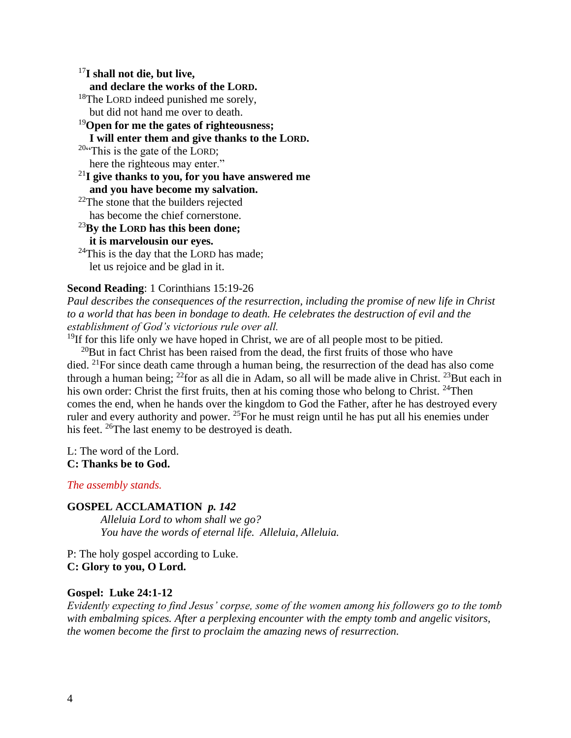[17]**I shall not die, but live,**
   **and declare the works of the LORD.**
[18]The LORD indeed punished me sorely,
   but did not hand me over to death.
[19]**Open for me the gates of righteousness;**
   **I will enter them and give thanks to the LORD.**
[20]"This is the gate of the LORD;
   here the righteous may enter."
[21]**I give thanks to you, for you have answered me**
   **and you have become my salvation.**
[22]The stone that the builders rejected
   has become the chief cornerstone.
[23]**By the LORD has this been done;**
   **it is marvelousin our eyes.**
[24]This is the day that the LORD has made;
   let us rejoice and be glad in it.

**Second Reading**: 1 Corinthians 15:19-26
*Paul describes the consequences of the resurrection, including the promise of new life in Christ to a world that has been in bondage to death. He celebrates the destruction of evil and the establishment of God's victorious rule over all.*

[19]If for this life only we have hoped in Christ, we are of all people most to be pitied.
   [20]But in fact Christ has been raised from the dead, the first fruits of those who have died. [21]For since death came through a human being, the resurrection of the dead has also come through a human being; [22]for as all die in Adam, so all will be made alive in Christ. [23]But each in his own order: Christ the first fruits, then at his coming those who belong to Christ. [24]Then comes the end, when he hands over the kingdom to God the Father, after he has destroyed every ruler and every authority and power. [25]For he must reign until he has put all his enemies under his feet. [26]The last enemy to be destroyed is death.

L: The word of the Lord.
**C: Thanks be to God.**

*The assembly stands.*

**GOSPEL ACCLAMATION** ***p. 142***
*Alleluia Lord to whom shall we go?*
*You have the words of eternal life. Alleluia, Alleluia.*

P: The holy gospel according to Luke.
**C: Glory to you, O Lord.**

**Gospel: Luke 24:1-12**
*Evidently expecting to find Jesus' corpse, some of the women among his followers go to the tomb with embalming spices. After a perplexing encounter with the empty tomb and angelic visitors, the women become the first to proclaim the amazing news of resurrection.*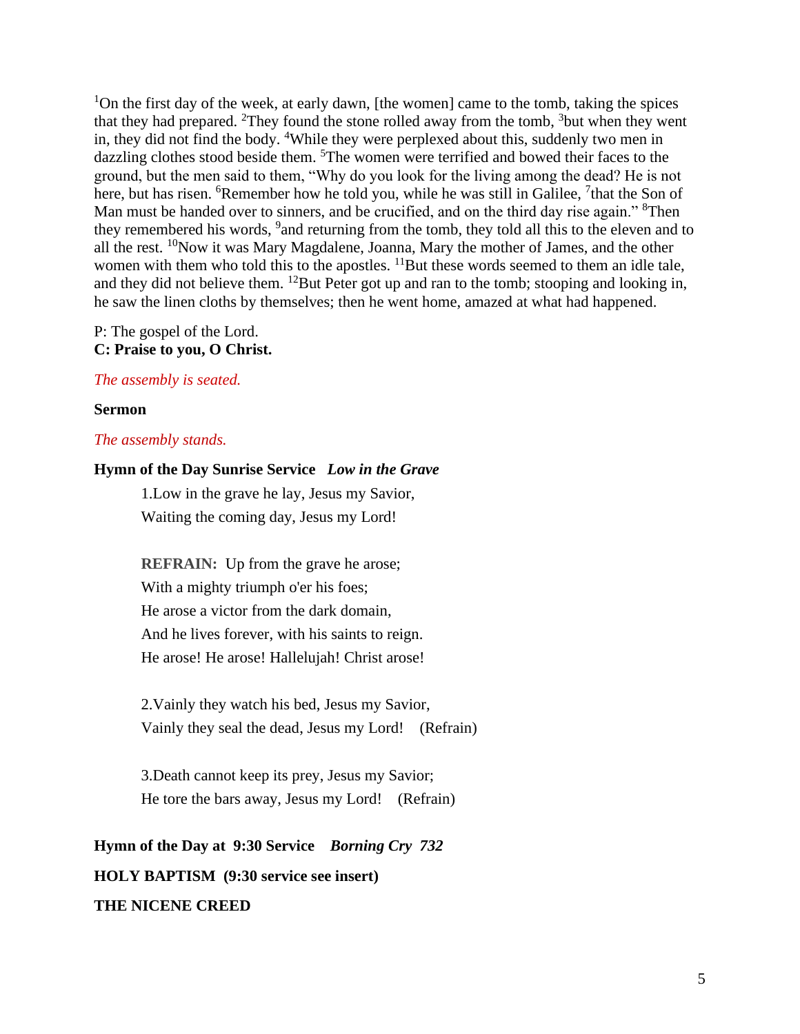[1]On the first day of the week, at early dawn, [the women] came to the tomb, taking the spices that they had prepared. [2]They found the stone rolled away from the tomb, [3]but when they went in, they did not find the body. [4]While they were perplexed about this, suddenly two men in dazzling clothes stood beside them. [5]The women were terrified and bowed their faces to the ground, but the men said to them, "Why do you look for the living among the dead? He is not here, but has risen. [6]Remember how he told you, while he was still in Galilee, [7]that the Son of Man must be handed over to sinners, and be crucified, and on the third day rise again." [8]Then they remembered his words, [9]and returning from the tomb, they told all this to the eleven and to all the rest. [10]Now it was Mary Magdalene, Joanna, Mary the mother of James, and the other women with them who told this to the apostles. [11]But these words seemed to them an idle tale, and they did not believe them. [12]But Peter got up and ran to the tomb; stooping and looking in, he saw the linen cloths by themselves; then he went home, amazed at what had happened.

P: The gospel of the Lord.
**C: Praise to you, O Christ.**

*The assembly is seated.*

**Sermon**

*The assembly stands.*

**Hymn of the Day Sunrise Service** ***Low in the Grave***

1.Low in the grave he lay, Jesus my Savior,
Waiting the coming day, Jesus my Lord!

**REFRAIN:** Up from the grave he arose;
With a mighty triumph o'er his foes;
He arose a victor from the dark domain,
And he lives forever, with his saints to reign.
He arose! He arose! Hallelujah! Christ arose!

2.Vainly they watch his bed, Jesus my Savior,
Vainly they seal the dead, Jesus my Lord! (Refrain)

3.Death cannot keep its prey, Jesus my Savior;
He tore the bars away, Jesus my Lord! (Refrain)

**Hymn of the Day at 9:30 Service** ***Borning Cry 732***

**HOLY BAPTISM (9:30 service see insert)**

**THE NICENE CREED**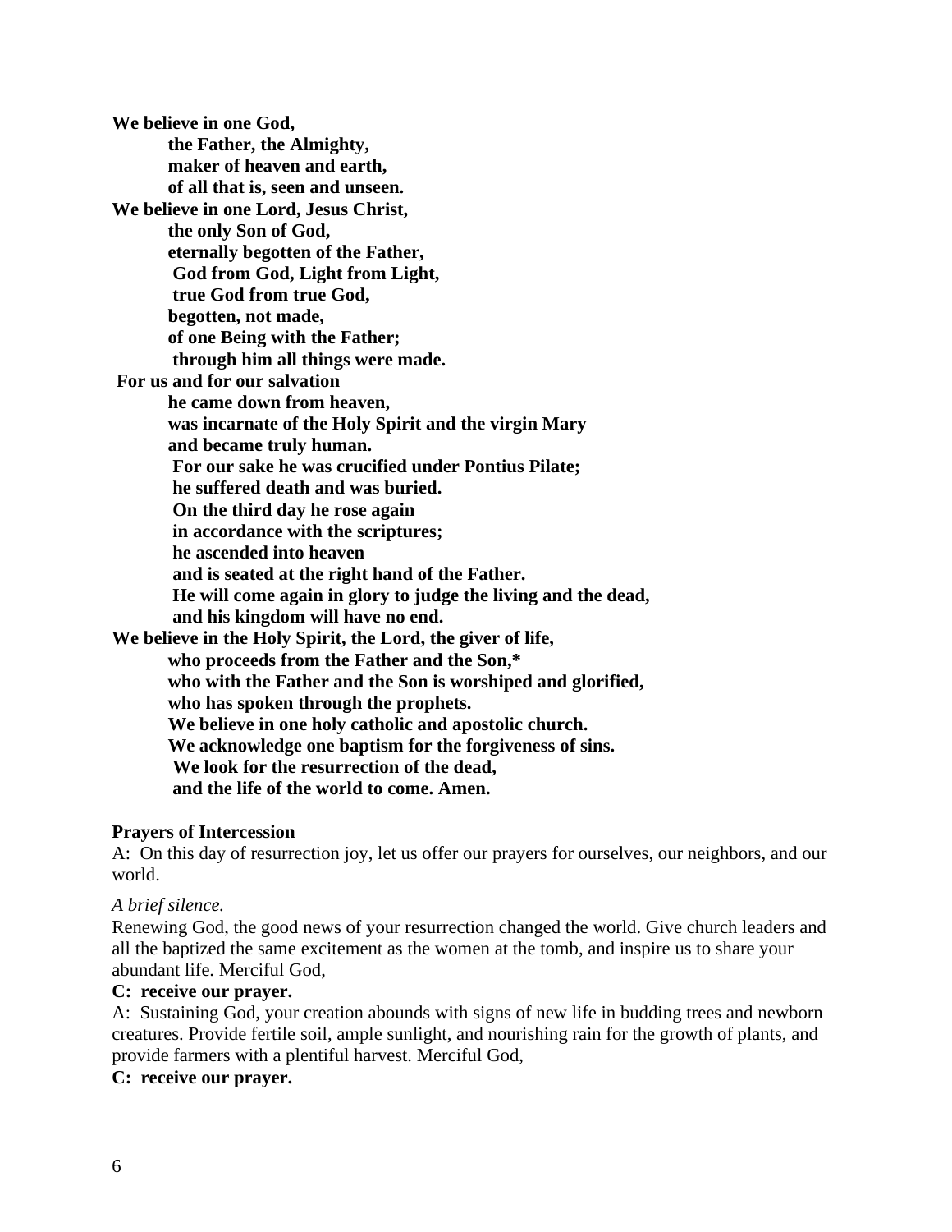**We believe in one God,**
**the Father, the Almighty,**
**maker of heaven and earth,**
**of all that is, seen and unseen.**
**We believe in one Lord, Jesus Christ,**
**the only Son of God,**
**eternally begotten of the Father,**
**God from God, Light from Light,**
**true God from true God,**
**begotten, not made,**
**of one Being with the Father;**
**through him all things were made.**
**For us and for our salvation**
**he came down from heaven,**
**was incarnate of the Holy Spirit and the virgin Mary**
**and became truly human.**
**For our sake he was crucified under Pontius Pilate;**
**he suffered death and was buried.**
**On the third day he rose again**
**in accordance with the scriptures;**
**he ascended into heaven**
**and is seated at the right hand of the Father.**
**He will come again in glory to judge the living and the dead,**
**and his kingdom will have no end.**
**We believe in the Holy Spirit, the Lord, the giver of life,**
**who proceeds from the Father and the Son,***
**who with the Father and the Son is worshiped and glorified,**
**who has spoken through the prophets.**
**We believe in one holy catholic and apostolic church.**
**We acknowledge one baptism for the forgiveness of sins.**
**We look for the resurrection of the dead,**
**and the life of the world to come. Amen.**

**Prayers of Intercession**

A: On this day of resurrection joy, let us offer our prayers for ourselves, our neighbors, and our world.

*A brief silence.*

Renewing God, the good news of your resurrection changed the world. Give church leaders and all the baptized the same excitement as the women at the tomb, and inspire us to share your abundant life. Merciful God,

**C: receive our prayer.**

A: Sustaining God, your creation abounds with signs of new life in budding trees and newborn creatures. Provide fertile soil, ample sunlight, and nourishing rain for the growth of plants, and provide farmers with a plentiful harvest. Merciful God,

**C: receive our prayer.**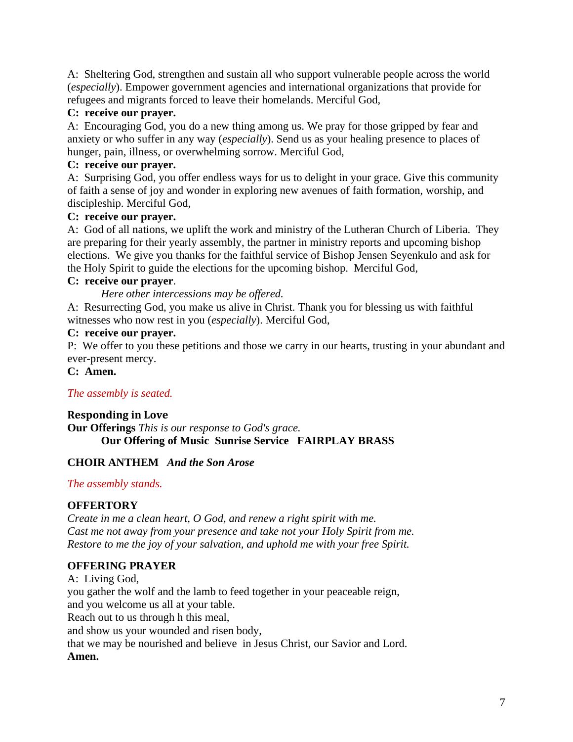A: Sheltering God, strengthen and sustain all who support vulnerable people across the world (*especially*). Empower government agencies and international organizations that provide for refugees and migrants forced to leave their homelands. Merciful God,

**C: receive our prayer.**

A: Encouraging God, you do a new thing among us. We pray for those gripped by fear and anxiety or who suffer in any way (*especially*). Send us as your healing presence to places of hunger, pain, illness, or overwhelming sorrow. Merciful God,

**C: receive our prayer.**

A: Surprising God, you offer endless ways for us to delight in your grace. Give this community of faith a sense of joy and wonder in exploring new avenues of faith formation, worship, and discipleship. Merciful God,

**C: receive our prayer.**

A: God of all nations, we uplift the work and ministry of the Lutheran Church of Liberia. They are preparing for their yearly assembly, the partner in ministry reports and upcoming bishop elections. We give you thanks for the faithful service of Bishop Jensen Seyenkulo and ask for the Holy Spirit to guide the elections for the upcoming bishop. Merciful God,

**C: receive our prayer**.

*Here other intercessions may be offered.*

A: Resurrecting God, you make us alive in Christ. Thank you for blessing us with faithful witnesses who now rest in you (*especially*). Merciful God,

**C: receive our prayer.**

P: We offer to you these petitions and those we carry in our hearts, trusting in your abundant and ever-present mercy.

**C: Amen.**

*The assembly is seated.*

## Responding in Love

**Our Offerings** *This is our response to God's grace.*

**Our Offering of Music Sunrise Service FAIRPLAY BRASS**

**CHOIR ANTHEM** ***And the Son Arose***

*The assembly stands.*

### OFFERTORY

*Create in me a clean heart, O God, and renew a right spirit with me.*
*Cast me not away from your presence and take not your Holy Spirit from me.*
*Restore to me the joy of your salvation, and uphold me with your free Spirit.*

### OFFERING PRAYER

A: Living God,
you gather the wolf and the lamb to feed together in your peaceable reign,
and you welcome us all at your table.
Reach out to us through h this meal,
and show us your wounded and risen body,
that we may be nourished and believe in Jesus Christ, our Savior and Lord.
**Amen.**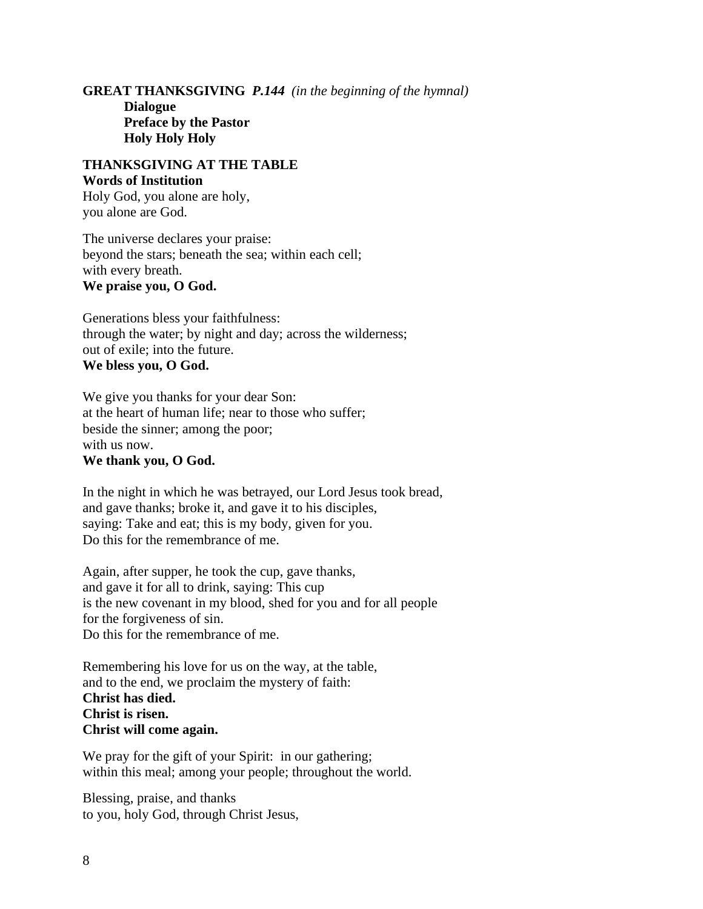**GREAT THANKSGIVING** ***P.144*** *(in the beginning of the hymnal)*

**Dialogue**
**Preface by the Pastor**
**Holy Holy Holy**

**THANKSGIVING AT THE TABLE**
**Words of Institution**
Holy God, you alone are holy,
you alone are God.

The universe declares your praise:
beyond the stars; beneath the sea; within each cell;
with every breath.
**We praise you, O God.**

Generations bless your faithfulness:
through the water; by night and day; across the wilderness;
out of exile; into the future.
**We bless you, O God.**

We give you thanks for your dear Son:
at the heart of human life; near to those who suffer;
beside the sinner; among the poor;
with us now.
**We thank you, O God.**

In the night in which he was betrayed, our Lord Jesus took bread,
and gave thanks; broke it, and gave it to his disciples,
saying: Take and eat; this is my body, given for you.
Do this for the remembrance of me.

Again, after supper, he took the cup, gave thanks,
and gave it for all to drink, saying: This cup
is the new covenant in my blood, shed for you and for all people
for the forgiveness of sin.
Do this for the remembrance of me.

Remembering his love for us on the way, at the table,
and to the end, we proclaim the mystery of faith:
**Christ has died.**
**Christ is risen.**
**Christ will come again.**

We pray for the gift of your Spirit: in our gathering;
within this meal; among your people; throughout the world.

Blessing, praise, and thanks
to you, holy God, through Christ Jesus,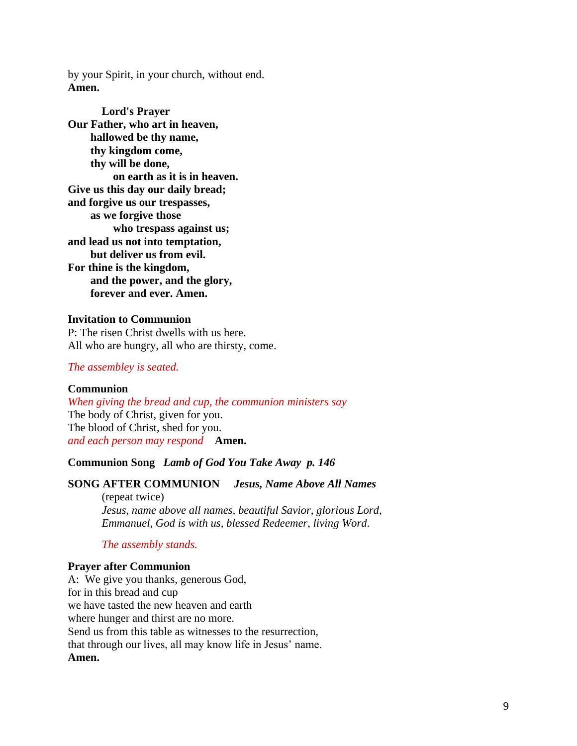by your Spirit, in your church, without end.
**Amen.**

**Lord's Prayer**

**Our Father, who art in heaven,**
**hallowed be thy name,**
**thy kingdom come,**
**thy will be done,**
**on earth as it is in heaven.**
**Give us this day our daily bread;**
**and forgive us our trespasses,**
**as we forgive those**
**who trespass against us;**
**and lead us not into temptation,**
**but deliver us from evil.**
**For thine is the kingdom,**
**and the power, and the glory,**
**forever and ever. Amen.**

**Invitation to Communion**

P: The risen Christ dwells with us here.
All who are hungry, all who are thirsty, come.

*The assembley is seated.*

**Communion**

*When giving the bread and cup, the communion ministers say*
The body of Christ, given for you.
The blood of Christ, shed for you.
*and each person may respond* **Amen.**

**Communion Song** ***Lamb of God You Take Away p. 146***

**SONG AFTER COMMUNION** ***Jesus, Name Above All Names***

(repeat twice)
*Jesus, name above all names, beautiful Savior, glorious Lord,*
*Emmanuel, God is with us, blessed Redeemer, living Word.*

*The assembly stands.*

**Prayer after Communion**

A: We give you thanks, generous God,
for in this bread and cup
we have tasted the new heaven and earth
where hunger and thirst are no more.
Send us from this table as witnesses to the resurrection,
that through our lives, all may know life in Jesus' name.
**Amen.**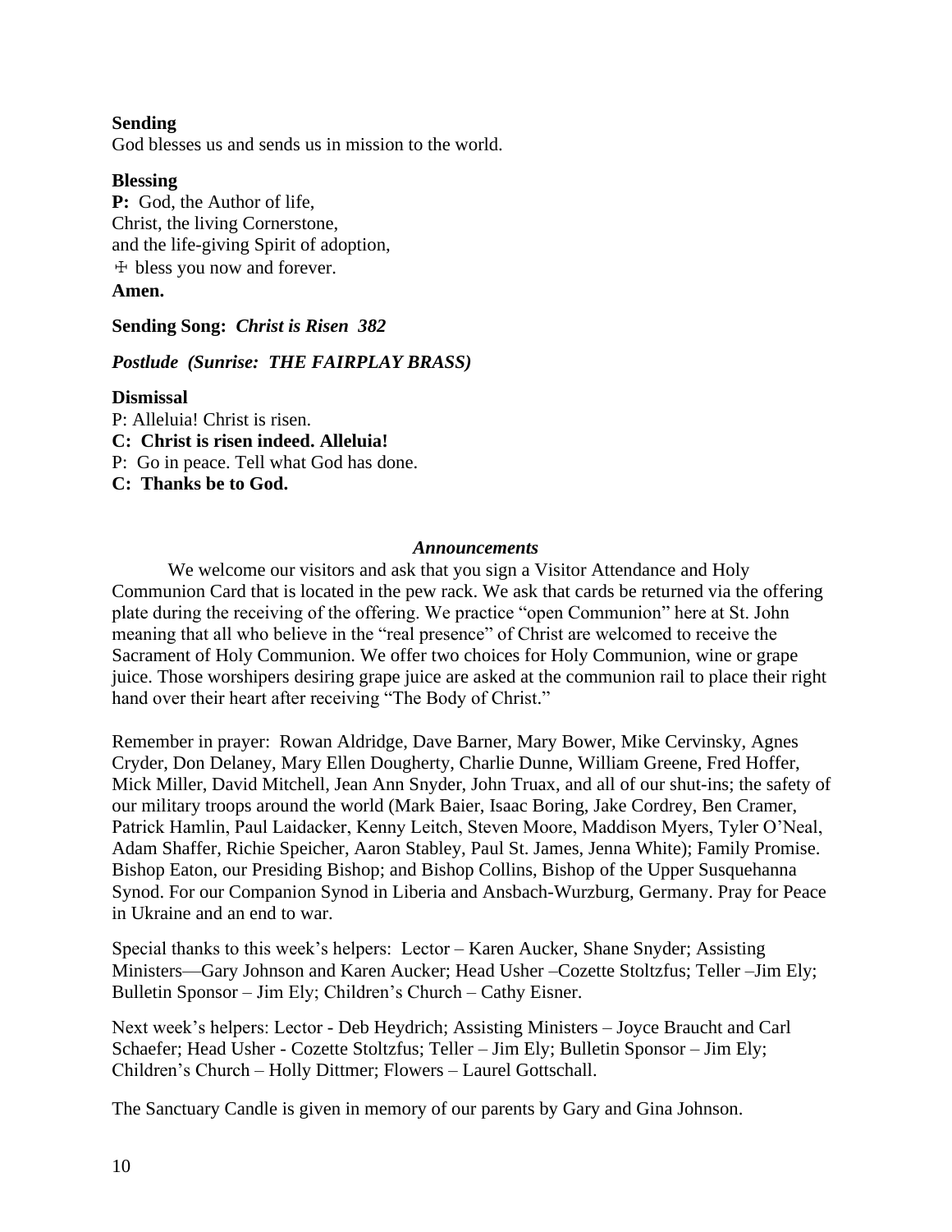**Sending**
God blesses us and sends us in mission to the world.

**Blessing**
**P:** God, the Author of life,
Christ, the living Cornerstone,
and the life-giving Spirit of adoption,
☩ bless you now and forever.
**Amen.**

**Sending Song:** ***Christ is Risen 382***

***Postlude (Sunrise: THE FAIRPLAY BRASS)***

**Dismissal**
P: Alleluia! Christ is risen.
**C: Christ is risen indeed. Alleluia!**
P: Go in peace. Tell what God has done.
**C: Thanks be to God.**

***Announcements***

We welcome our visitors and ask that you sign a Visitor Attendance and Holy Communion Card that is located in the pew rack. We ask that cards be returned via the offering plate during the receiving of the offering. We practice "open Communion" here at St. John meaning that all who believe in the "real presence" of Christ are welcomed to receive the Sacrament of Holy Communion. We offer two choices for Holy Communion, wine or grape juice. Those worshipers desiring grape juice are asked at the communion rail to place their right hand over their heart after receiving "The Body of Christ."

Remember in prayer: Rowan Aldridge, Dave Barner, Mary Bower, Mike Cervinsky, Agnes Cryder, Don Delaney, Mary Ellen Dougherty, Charlie Dunne, William Greene, Fred Hoffer, Mick Miller, David Mitchell, Jean Ann Snyder, John Truax, and all of our shut-ins; the safety of our military troops around the world (Mark Baier, Isaac Boring, Jake Cordrey, Ben Cramer, Patrick Hamlin, Paul Laidacker, Kenny Leitch, Steven Moore, Maddison Myers, Tyler O'Neal, Adam Shaffer, Richie Speicher, Aaron Stabley, Paul St. James, Jenna White); Family Promise. Bishop Eaton, our Presiding Bishop; and Bishop Collins, Bishop of the Upper Susquehanna Synod. For our Companion Synod in Liberia and Ansbach-Wurzburg, Germany. Pray for Peace in Ukraine and an end to war.

Special thanks to this week's helpers: Lector – Karen Aucker, Shane Snyder; Assisting Ministers—Gary Johnson and Karen Aucker; Head Usher –Cozette Stoltzfus; Teller –Jim Ely; Bulletin Sponsor – Jim Ely; Children's Church – Cathy Eisner.

Next week's helpers: Lector - Deb Heydrich; Assisting Ministers – Joyce Braucht and Carl Schaefer; Head Usher - Cozette Stoltzfus; Teller – Jim Ely; Bulletin Sponsor – Jim Ely; Children's Church – Holly Dittmer; Flowers – Laurel Gottschall.

The Sanctuary Candle is given in memory of our parents by Gary and Gina Johnson.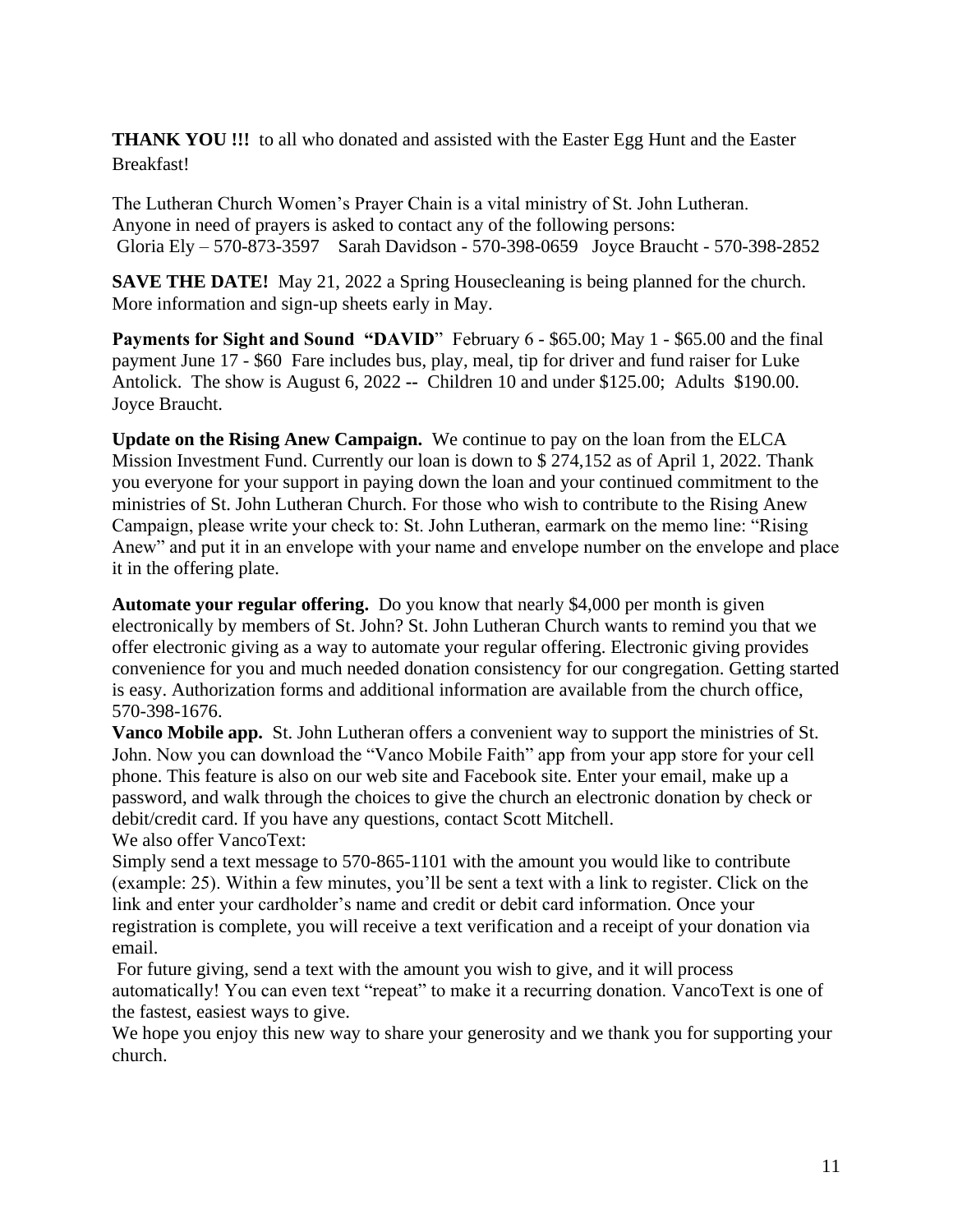**THANK YOU !!!** to all who donated and assisted with the Easter Egg Hunt and the Easter Breakfast!

The Lutheran Church Women's Prayer Chain is a vital ministry of St. John Lutheran. Anyone in need of prayers is asked to contact any of the following persons:
Gloria Ely – 570-873-3597 Sarah Davidson - 570-398-0659 Joyce Braucht - 570-398-2852

**SAVE THE DATE!** May 21, 2022 a Spring Housecleaning is being planned for the church. More information and sign-up sheets early in May.

**Payments for Sight and Sound "DAVID"** February 6 - $65.00; May 1 - $65.00 and the final payment June 17 - $60 Fare includes bus, play, meal, tip for driver and fund raiser for Luke Antolick. The show is August 6, 2022 -- Children 10 and under $125.00; Adults $190.00. Joyce Braucht.

**Update on the Rising Anew Campaign.** We continue to pay on the loan from the ELCA Mission Investment Fund. Currently our loan is down to $ 274,152 as of April 1, 2022. Thank you everyone for your support in paying down the loan and your continued commitment to the ministries of St. John Lutheran Church. For those who wish to contribute to the Rising Anew Campaign, please write your check to: St. John Lutheran, earmark on the memo line: "Rising Anew" and put it in an envelope with your name and envelope number on the envelope and place it in the offering plate.

**Automate your regular offering.** Do you know that nearly $4,000 per month is given electronically by members of St. John? St. John Lutheran Church wants to remind you that we offer electronic giving as a way to automate your regular offering. Electronic giving provides convenience for you and much needed donation consistency for our congregation. Getting started is easy. Authorization forms and additional information are available from the church office, 570-398-1676.

**Vanco Mobile app.** St. John Lutheran offers a convenient way to support the ministries of St. John. Now you can download the "Vanco Mobile Faith" app from your app store for your cell phone. This feature is also on our web site and Facebook site. Enter your email, make up a password, and walk through the choices to give the church an electronic donation by check or debit/credit card. If you have any questions, contact Scott Mitchell.

We also offer VancoText:

Simply send a text message to 570-865-1101 with the amount you would like to contribute (example: 25). Within a few minutes, you'll be sent a text with a link to register. Click on the link and enter your cardholder's name and credit or debit card information. Once your registration is complete, you will receive a text verification and a receipt of your donation via email.

For future giving, send a text with the amount you wish to give, and it will process automatically! You can even text "repeat" to make it a recurring donation. VancoText is one of the fastest, easiest ways to give.

We hope you enjoy this new way to share your generosity and we thank you for supporting your church.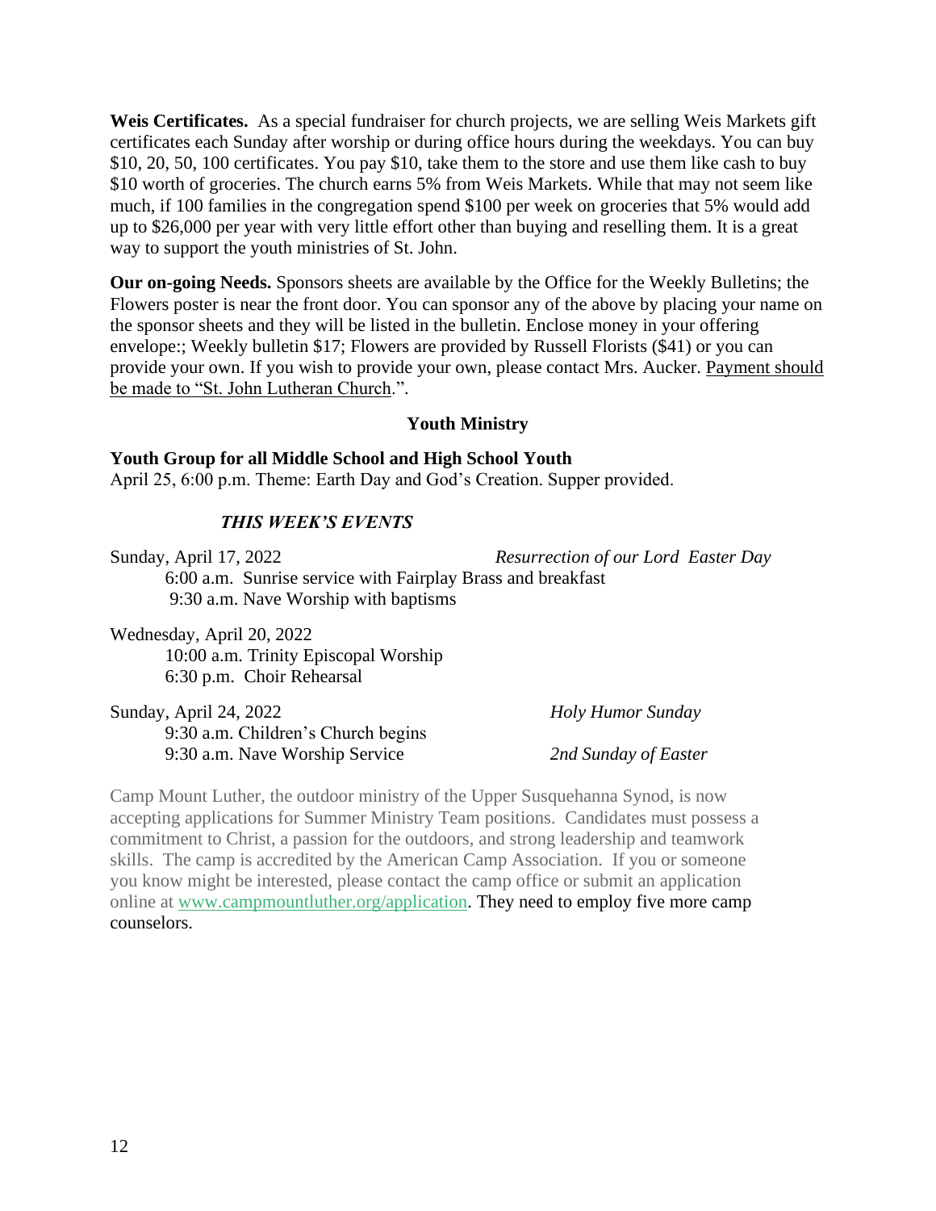**Weis Certificates.** As a special fundraiser for church projects, we are selling Weis Markets gift certificates each Sunday after worship or during office hours during the weekdays. You can buy $10, 20, 50, 100 certificates. You pay $10, take them to the store and use them like cash to buy $10 worth of groceries. The church earns 5% from Weis Markets. While that may not seem like much, if 100 families in the congregation spend $100 per week on groceries that 5% would add up to $26,000 per year with very little effort other than buying and reselling them. It is a great way to support the youth ministries of St. John.

**Our on-going Needs.** Sponsors sheets are available by the Office for the Weekly Bulletins; the Flowers poster is near the front door. You can sponsor any of the above by placing your name on the sponsor sheets and they will be listed in the bulletin. Enclose money in your offering envelope:; Weekly bulletin $17; Flowers are provided by Russell Florists ($41) or you can provide your own. If you wish to provide your own, please contact Mrs. Aucker. Payment should be made to "St. John Lutheran Church.".

**Youth Ministry**

**Youth Group for all Middle School and High School Youth**
April 25, 6:00 p.m. Theme: Earth Day and God's Creation. Supper provided.

***THIS WEEK'S EVENTS***

Sunday, April 17, 2022 — *Resurrection of our Lord Easter Day*
6:00 a.m. Sunrise service with Fairplay Brass and breakfast
9:30 a.m. Nave Worship with baptisms

Wednesday, April 20, 2022
10:00 a.m. Trinity Episcopal Worship
6:30 p.m. Choir Rehearsal

Sunday, April 24, 2022 — *Holy Humor Sunday*
9:30 a.m. Children's Church begins
9:30 a.m. Nave Worship Service — *2nd Sunday of Easter*

Camp Mount Luther, the outdoor ministry of the Upper Susquehanna Synod, is now accepting applications for Summer Ministry Team positions. Candidates must possess a commitment to Christ, a passion for the outdoors, and strong leadership and teamwork skills. The camp is accredited by the American Camp Association. If you or someone you know might be interested, please contact the camp office or submit an application online at www.campmountluther.org/application. They need to employ five more camp counselors.